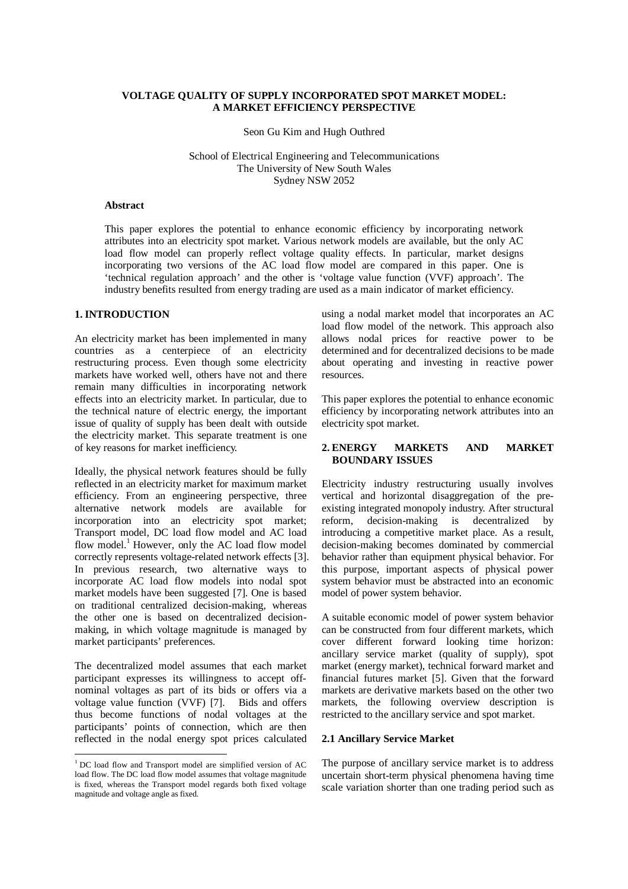# VOLTAGE QUALITY OF SUPPLY INCORPORATED SPOT MARKET MODEL: A MARKET EFFICIENCY PERSPECTIVE

Seon Gu Kim and Hugh Outhred

School of Electrical Engineering and Telecommunications
The University of New South Wales
Sydney NSW 2052

**Abstract**

This paper explores the potential to enhance economic efficiency by incorporating network attributes into an electricity spot market. Various network models are available, but the only AC load flow model can properly reflect voltage quality effects. In particular, market designs incorporating two versions of the AC load flow model are compared in this paper. One is 'technical regulation approach' and the other is 'voltage value function (VVF) approach'. The industry benefits resulted from energy trading are used as a main indicator of market efficiency.

## 1. INTRODUCTION

An electricity market has been implemented in many countries as a centerpiece of an electricity restructuring process. Even though some electricity markets have worked well, others have not and there remain many difficulties in incorporating network effects into an electricity market. In particular, due to the technical nature of electric energy, the important issue of quality of supply has been dealt with outside the electricity market. This separate treatment is one of key reasons for market inefficiency.

Ideally, the physical network features should be fully reflected in an electricity market for maximum market efficiency. From an engineering perspective, three alternative network models are available for incorporation into an electricity spot market; Transport model, DC load flow model and AC load flow model.[1] However, only the AC load flow model correctly represents voltage-related network effects [3]. In previous research, two alternative ways to incorporate AC load flow models into nodal spot market models have been suggested [7]. One is based on traditional centralized decision-making, whereas the other one is based on decentralized decision-making, in which voltage magnitude is managed by market participants' preferences.

The decentralized model assumes that each market participant expresses its willingness to accept off-nominal voltages as part of its bids or offers via a voltage value function (VVF) [7]. Bids and offers thus become functions of nodal voltages at the participants' points of connection, which are then reflected in the nodal energy spot prices calculated using a nodal market model that incorporates an AC load flow model of the network. This approach also allows nodal prices for reactive power to be determined and for decentralized decisions to be made about operating and investing in reactive power resources.

This paper explores the potential to enhance economic efficiency by incorporating network attributes into an electricity spot market.

## 2. ENERGY MARKETS AND MARKET BOUNDARY ISSUES

Electricity industry restructuring usually involves vertical and horizontal disaggregation of the pre-existing integrated monopoly industry. After structural reform, decision-making is decentralized by introducing a competitive market place. As a result, decision-making becomes dominated by commercial behavior rather than equipment physical behavior. For this purpose, important aspects of physical power system behavior must be abstracted into an economic model of power system behavior.

A suitable economic model of power system behavior can be constructed from four different markets, which cover different forward looking time horizon: ancillary service market (quality of supply), spot market (energy market), technical forward market and financial futures market [5]. Given that the forward markets are derivative markets based on the other two markets, the following overview description is restricted to the ancillary service and spot market.

### 2.1 Ancillary Service Market

The purpose of ancillary service market is to address uncertain short-term physical phenomena having time scale variation shorter than one trading period such as

[1] DC load flow and Transport model are simplified version of AC load flow. The DC load flow model assumes that voltage magnitude is fixed, whereas the Transport model regards both fixed voltage magnitude and voltage angle as fixed.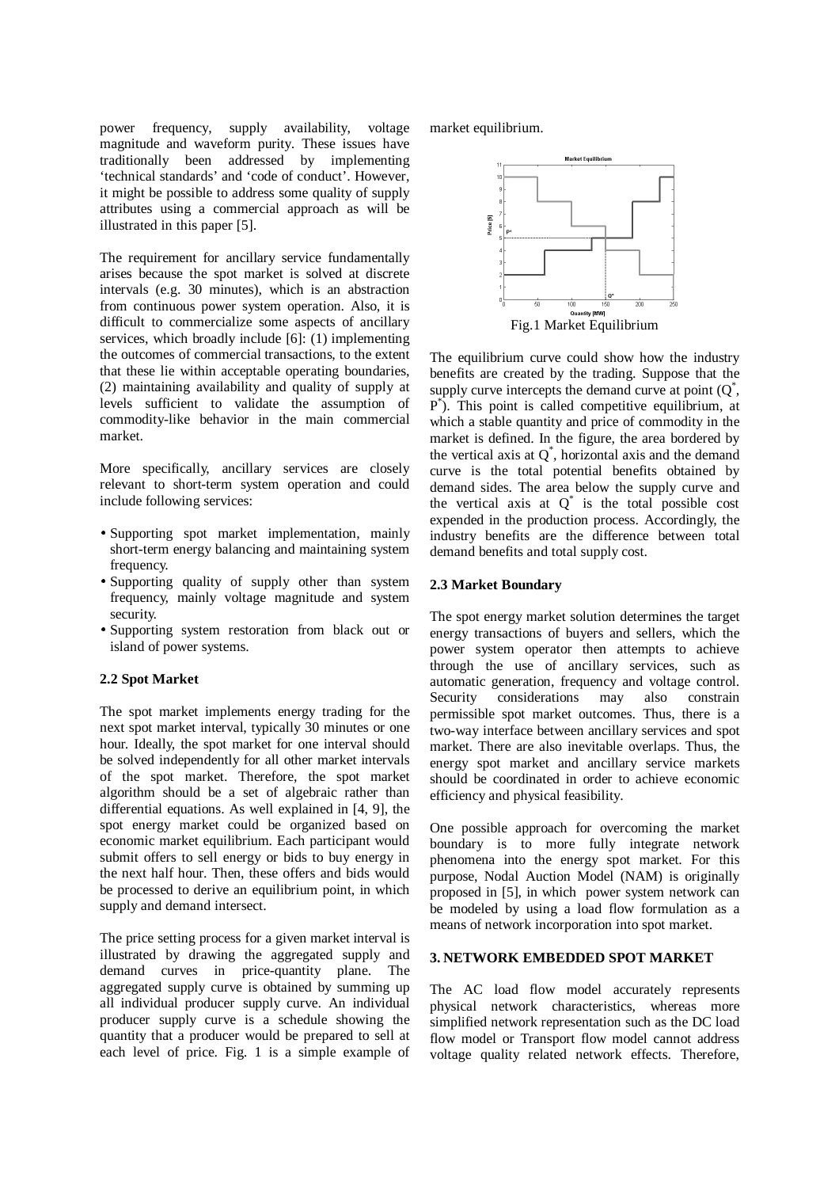power frequency, supply availability, voltage magnitude and waveform purity. These issues have traditionally been addressed by implementing 'technical standards' and 'code of conduct'. However, it might be possible to address some quality of supply attributes using a commercial approach as will be illustrated in this paper [5].

The requirement for ancillary service fundamentally arises because the spot market is solved at discrete intervals (e.g. 30 minutes), which is an abstraction from continuous power system operation. Also, it is difficult to commercialize some aspects of ancillary services, which broadly include [6]: (1) implementing the outcomes of commercial transactions, to the extent that these lie within acceptable operating boundaries, (2) maintaining availability and quality of supply at levels sufficient to validate the assumption of commodity-like behavior in the main commercial market.

More specifically, ancillary services are closely relevant to short-term system operation and could include following services:

- Supporting spot market implementation, mainly short-term energy balancing and maintaining system frequency.
- Supporting quality of supply other than system frequency, mainly voltage magnitude and system security.
- Supporting system restoration from black out or island of power systems.

### 2.2 Spot Market

The spot market implements energy trading for the next spot market interval, typically 30 minutes or one hour. Ideally, the spot market for one interval should be solved independently for all other market intervals of the spot market. Therefore, the spot market algorithm should be a set of algebraic rather than differential equations. As well explained in [4, 9], the spot energy market could be organized based on economic market equilibrium. Each participant would submit offers to sell energy or bids to buy energy in the next half hour. Then, these offers and bids would be processed to derive an equilibrium point, in which supply and demand intersect.

The price setting process for a given market interval is illustrated by drawing the aggregated supply and demand curves in price-quantity plane. The aggregated supply curve is obtained by summing up all individual producer supply curve. An individual producer supply curve is a schedule showing the quantity that a producer would be prepared to sell at each level of price. Fig. 1 is a simple example of market equilibrium.

Fig.1 Market Equilibrium

The equilibrium curve could show how the industry benefits are created by the trading. Suppose that the supply curve intercepts the demand curve at point ($Q^*$, $P^*$). This point is called competitive equilibrium, at which a stable quantity and price of commodity in the market is defined. In the figure, the area bordered by the vertical axis at $Q^*$, horizontal axis and the demand curve is the total potential benefits obtained by demand sides. The area below the supply curve and the vertical axis at $Q^*$ is the total possible cost expended in the production process. Accordingly, the industry benefits are the difference between total demand benefits and total supply cost.

### 2.3 Market Boundary

The spot energy market solution determines the target energy transactions of buyers and sellers, which the power system operator then attempts to achieve through the use of ancillary services, such as automatic generation, frequency and voltage control. Security considerations may also constrain permissible spot market outcomes. Thus, there is a two-way interface between ancillary services and spot market. There are also inevitable overlaps. Thus, the energy spot market and ancillary service markets should be coordinated in order to achieve economic efficiency and physical feasibility.

One possible approach for overcoming the market boundary is to more fully integrate network phenomena into the energy spot market. For this purpose, Nodal Auction Model (NAM) is originally proposed in [5], in which power system network can be modeled by using a load flow formulation as a means of network incorporation into spot market.

## 3. NETWORK EMBEDDED SPOT MARKET

The AC load flow model accurately represents physical network characteristics, whereas more simplified network representation such as the DC load flow model or Transport flow model cannot address voltage quality related network effects. Therefore,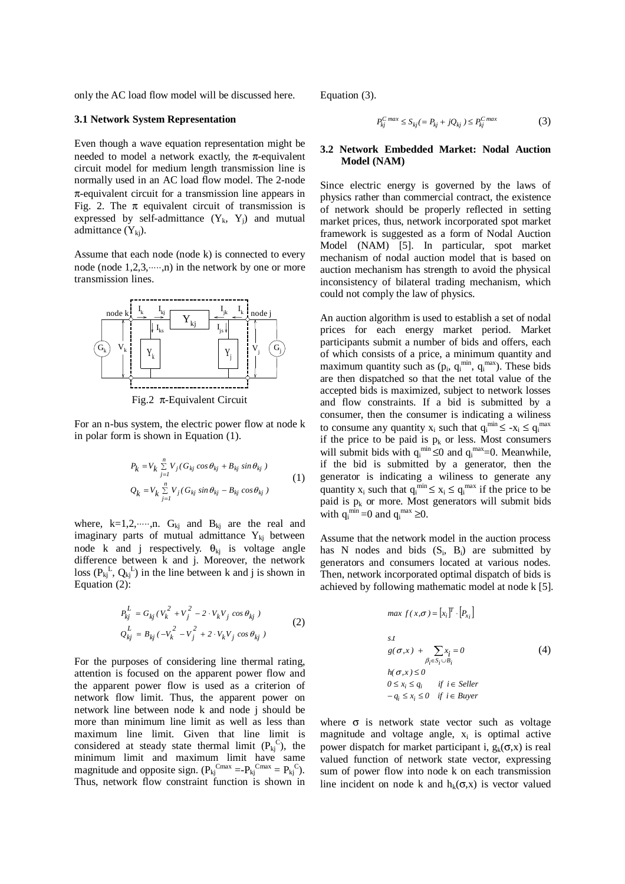only the AC load flow model will be discussed here.

### 3.1 Network System Representation

Even though a wave equation representation might be needed to model a network exactly, the $\pi$-equivalent circuit model for medium length transmission line is normally used in an AC load flow model. The 2-node $\pi$-equivalent circuit for a transmission line appears in Fig. 2. The $\pi$ equivalent circuit of transmission is expressed by self-admittance ($Y_k$, $Y_j$) and mutual admittance ($Y_{kj}$).

Assume that each node (node k) is connected to every node (node 1,2,3,·····,n) in the network by one or more transmission lines.

Fig.2 $\pi$-Equivalent Circuit

For an n-bus system, the electric power flow at node k in polar form is shown in Equation (1).

$$
\begin{aligned}
P_k &= V_k \sum_{j=1}^{n} V_j (G_{kj} \cos\theta_{kj} + B_{kj} \sin\theta_{kj}) \\
Q_k &= V_k \sum_{j=1}^{n} V_j (G_{kj} \sin\theta_{kj} - B_{kj} \cos\theta_{kj})
\end{aligned}
\tag{1}
$$

where, k=1,2,·····,n. $G_{kj}$ and $B_{kj}$ are the real and imaginary parts of mutual admittance $Y_{kj}$ between node k and j respectively. $\theta_{kj}$ is voltage angle difference between k and j. Moreover, the network loss ($P_{kj}^L$, $Q_{kj}^L$) in the line between k and j is shown in Equation (2):

$$
\begin{aligned}
P_{kj}^L &= G_{kj}(V_k^2 + V_j^2 - 2 \cdot V_k V_j \cos\theta_{kj}) \\
Q_{kj}^L &= B_{kj}(-V_k^2 - V_j^2 + 2 \cdot V_k V_j \cos\theta_{kj})
\end{aligned}
\tag{2}
$$

For the purposes of considering line thermal rating, attention is focused on the apparent power flow and the apparent power flow is used as a criterion of network flow limit. Thus, the apparent power on network line between node k and node j should be more than minimum line limit as well as less than maximum line limit. Given that line limit is considered at steady state thermal limit ($P_{kj}^C$), the minimum limit and maximum limit have same magnitude and opposite sign. ($P_{kj}^{C\max} = -P_{kj}^{C\max} = P_{kj}^C$). Thus, network flow constraint function is shown in Equation (3).

$$
P_{kj}^{C\max} \le S_{kj} (= P_{kj} + jQ_{kj}) \le P_{kj}^{C\max} \tag{3}
$$

### 3.2 Network Embedded Market: Nodal Auction Model (NAM)

Since electric energy is governed by the laws of physics rather than commercial contract, the existence of network should be properly reflected in setting market prices, thus, network incorporated spot market framework is suggested as a form of Nodal Auction Model (NAM) [5]. In particular, spot market mechanism of nodal auction model that is based on auction mechanism has strength to avoid the physical inconsistency of bilateral trading mechanism, which could not comply the law of physics.

An auction algorithm is used to establish a set of nodal prices for each energy market period. Market participants submit a number of bids and offers, each of which consists of a price, a minimum quantity and maximum quantity such as ($p_i$, $q_i^{\min}$, $q_i^{\max}$). These bids are then dispatched so that the net total value of the accepted bids is maximized, subject to network losses and flow constraints. If a bid is submitted by a consumer, then the consumer is indicating a wiliness to consume any quantity $x_i$ such that $q_i^{\min} \le -x_i \le q_i^{\max}$ if the price to be paid is $p_k$ or less. Most consumers will submit bids with $q_i^{\min} \le 0$ and $q_i^{\max}=0$. Meanwhile, if the bid is submitted by a generator, then the generator is indicating a wiliness to generate any quantity $x_i$ such that $q_i^{\min} \le x_i \le q_i^{\max}$ if the price to be paid is $p_k$ or more. Most generators will submit bids with $q_i^{\min}=0$ and $q_i^{\max} \ge 0$.

Assume that the network model in the auction process has N nodes and bids ($S_i$, $B_i$) are submitted by generators and consumers located at various nodes. Then, network incorporated optimal dispatch of bids is achieved by following mathematic model at node k [5].

$$
\begin{aligned}
& \max\ f(x,\sigma) = [x_i]^T \cdot [P_{x_i}] \\
& s.t \\
& g(\sigma,x) + \sum_{\beta_i \in S_i \cup B_i} x_i = 0 \\
& h(\sigma,x) \le 0 \\
& 0 \le x_i \le q_i \quad \text{if } i \in Seller \\
& -q_i \le x_i \le 0 \quad \text{if } i \in Buyer
\end{aligned}
\tag{4}
$$

where $\sigma$ is network state vector such as voltage magnitude and voltage angle, $x_i$ is optimal active power dispatch for market participant i, $g_k(\sigma,x)$ is real valued function of network state vector, expressing sum of power flow into node k on each transmission line incident on node k and $h_k(\sigma,x)$ is vector valued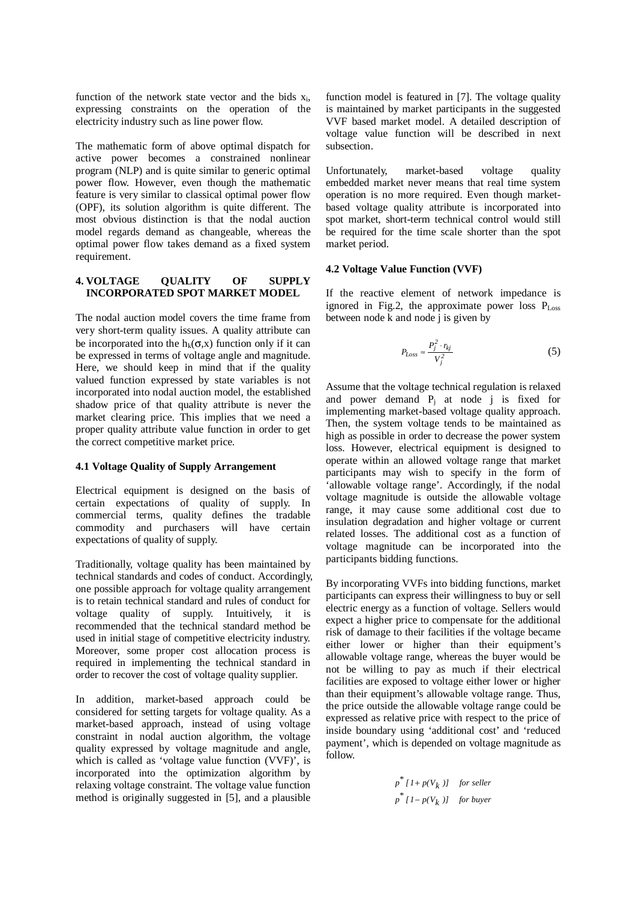function of the network state vector and the bids $x_i$, expressing constraints on the operation of the electricity industry such as line power flow.

The mathematic form of above optimal dispatch for active power becomes a constrained nonlinear program (NLP) and is quite similar to generic optimal power flow. However, even though the mathematic feature is very similar to classical optimal power flow (OPF), its solution algorithm is quite different. The most obvious distinction is that the nodal auction model regards demand as changeable, whereas the optimal power flow takes demand as a fixed system requirement.

## 4. VOLTAGE QUALITY OF SUPPLY INCORPORATED SPOT MARKET MODEL

The nodal auction model covers the time frame from very short-term quality issues. A quality attribute can be incorporated into the $h_k(\sigma,x)$ function only if it can be expressed in terms of voltage angle and magnitude. Here, we should keep in mind that if the quality valued function expressed by state variables is not incorporated into nodal auction model, the established shadow price of that quality attribute is never the market clearing price. This implies that we need a proper quality attribute value function in order to get the correct competitive market price.

### 4.1 Voltage Quality of Supply Arrangement

Electrical equipment is designed on the basis of certain expectations of quality of supply. In commercial terms, quality defines the tradable commodity and purchasers will have certain expectations of quality of supply.

Traditionally, voltage quality has been maintained by technical standards and codes of conduct. Accordingly, one possible approach for voltage quality arrangement is to retain technical standard and rules of conduct for voltage quality of supply. Intuitively, it is recommended that the technical standard method be used in initial stage of competitive electricity industry. Moreover, some proper cost allocation process is required in implementing the technical standard in order to recover the cost of voltage quality supplier.

In addition, market-based approach could be considered for setting targets for voltage quality. As a market-based approach, instead of using voltage constraint in nodal auction algorithm, the voltage quality expressed by voltage magnitude and angle, which is called as 'voltage value function (VVF)', is incorporated into the optimization algorithm by relaxing voltage constraint. The voltage value function method is originally suggested in [5], and a plausible function model is featured in [7]. The voltage quality is maintained by market participants in the suggested VVF based market model. A detailed description of voltage value function will be described in next subsection.

Unfortunately, market-based voltage quality embedded market never means that real time system operation is no more required. Even though market-based voltage quality attribute is incorporated into spot market, short-term technical control would still be required for the time scale shorter than the spot market period.

### 4.2 Voltage Value Function (VVF)

If the reactive element of network impedance is ignored in Fig.2, the approximate power loss $P_{Loss}$ between node k and node j is given by

$$P_{Loss} \approx \frac{P_j^2 \cdot r_{kj}}{V_j^2} \tag{5}$$

Assume that the voltage technical regulation is relaxed and power demand $P_j$ at node j is fixed for implementing market-based voltage quality approach. Then, the system voltage tends to be maintained as high as possible in order to decrease the power system loss. However, electrical equipment is designed to operate within an allowed voltage range that market participants may wish to specify in the form of 'allowable voltage range'. Accordingly, if the nodal voltage magnitude is outside the allowable voltage range, it may cause some additional cost due to insulation degradation and higher voltage or current related losses. The additional cost as a function of voltage magnitude can be incorporated into the participants bidding functions.

By incorporating VVFs into bidding functions, market participants can express their willingness to buy or sell electric energy as a function of voltage. Sellers would expect a higher price to compensate for the additional risk of damage to their facilities if the voltage became either lower or higher than their equipment's allowable voltage range, whereas the buyer would be not be willing to pay as much if their electrical facilities are exposed to voltage either lower or higher than their equipment's allowable voltage range. Thus, the price outside the allowable voltage range could be expressed as relative price with respect to the price of inside boundary using 'additional cost' and 'reduced payment', which is depended on voltage magnitude as follow.

$$p^*[1+p(V_k)] \quad \textit{for seller}$$
$$p^*[1-p(V_k)] \quad \textit{for buyer}$$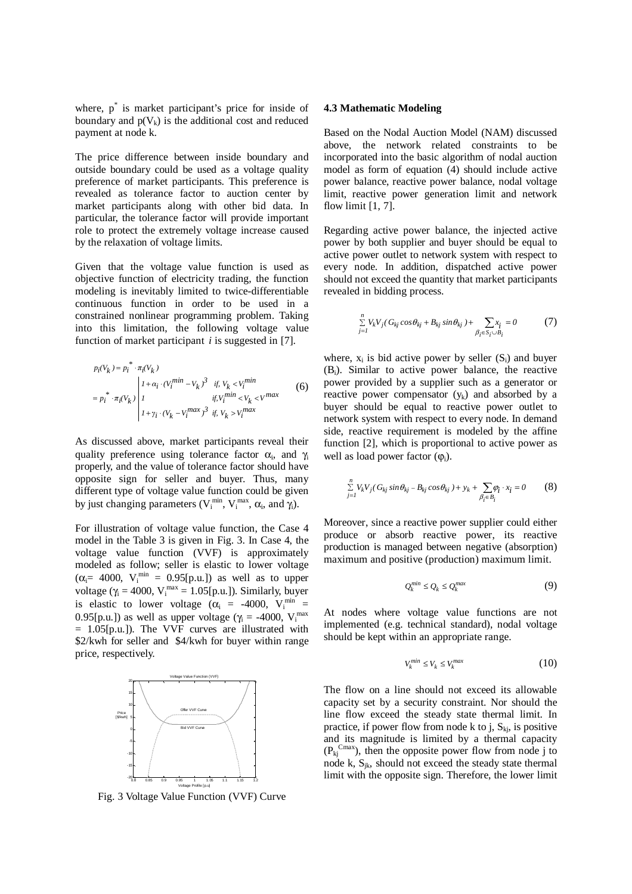where, $p^*$ is market participant's price for inside of boundary and $p(V_k)$ is the additional cost and reduced payment at node k.

The price difference between inside boundary and outside boundary could be used as a voltage quality preference of market participants. This preference is revealed as tolerance factor to auction center by market participants along with other bid data. In particular, the tolerance factor will provide important role to protect the extremely voltage increase caused by the relaxation of voltage limits.

Given that the voltage value function is used as objective function of electricity trading, the function modeling is inevitably limited to twice-differentiable continuous function in order to be used in a constrained nonlinear programming problem. Taking into this limitation, the following voltage value function of market participant $i$ is suggested in [7].

$$p_i(V_k) = p_i^* \cdot \pi_i(V_k) = p_i^* \cdot \pi_i(V_k) \begin{cases} 1 + \alpha_i \cdot (V_i^{min} - V_k)^3 & if,\ V_k < V_i^{min} \\ 1 & if,\ V_i^{min} < V_k < V^{max} \\ 1 + \gamma_i \cdot (V_k - V_i^{max})^3 & if,\ V_k > V_i^{max} \end{cases} \quad (6)$$

As discussed above, market participants reveal their quality preference using tolerance factor $\alpha_i$, and $\gamma_i$ properly, and the value of tolerance factor should have opposite sign for seller and buyer. Thus, many different type of voltage value function could be given by just changing parameters ($V_i^{min}$, $V_i^{max}$, $\alpha_i$, and $\gamma_i$).

For illustration of voltage value function, the Case 4 model in the Table 3 is given in Fig. 3. In Case 4, the voltage value function (VVF) is approximately modeled as follow; seller is elastic to lower voltage ($\alpha_i$= 4000, $V_i^{min}$ = 0.95[p.u.]) as well as to upper voltage ($\gamma_i$ = 4000, $V_i^{max}$ = 1.05[p.u.]). Similarly, buyer is elastic to lower voltage ($\alpha_i$ = -4000, $V_i^{min}$ = 0.95[p.u.]) as well as upper voltage ($\gamma_i$ = -4000, $V_i^{max}$ = 1.05[p.u.]). The VVF curves are illustrated with \$2/kwh for seller and \$4/kwh for buyer within range price, respectively.

Fig. 3 Voltage Value Function (VVF) Curve

### 4.3 Mathematic Modeling

Based on the Nodal Auction Model (NAM) discussed above, the network related constraints to be incorporated into the basic algorithm of nodal auction model as form of equation (4) should include active power balance, reactive power balance, nodal voltage limit, reactive power generation limit and network flow limit [1, 7].

Regarding active power balance, the injected active power by both supplier and buyer should be equal to active power outlet to network system with respect to every node. In addition, dispatched active power should not exceed the quantity that market participants revealed in bidding process.

$$\sum_{j=1}^{n} V_k V_j (G_{kj} \cos\theta_{kj} + B_{kj} \sin\theta_{kj}) + \sum_{\beta_i \in S_i \cup B_i} x_i = 0 \quad (7)$$

where, $x_i$ is bid active power by seller ($S_i$) and buyer ($B_i$). Similar to active power balance, the reactive power provided by a supplier such as a generator or reactive power compensator ($y_k$) and absorbed by a buyer should be equal to reactive power outlet to network system with respect to every node. In demand side, reactive requirement is modeled by the affine function [2], which is proportional to active power as well as load power factor ($\varphi_i$).

$$\sum_{j=1}^{n} V_k V_j (G_{kj} \sin\theta_{kj} - B_{kj} \cos\theta_{kj}) + y_k + \sum_{\beta_i \in B_i} \varphi_i \cdot x_i = 0 \quad (8)$$

Moreover, since a reactive power supplier could either produce or absorb reactive power, its reactive production is managed between negative (absorption) maximum and positive (production) maximum limit.

$$Q_k^{min} \leq Q_k \leq Q_k^{max} \quad (9)$$

At nodes where voltage value functions are not implemented (e.g. technical standard), nodal voltage should be kept within an appropriate range.

$$V_k^{min} \leq V_k \leq V_k^{max} \quad (10)$$

The flow on a line should not exceed its allowable capacity set by a security constraint. Nor should the line flow exceed the steady state thermal limit. In practice, if power flow from node k to j, $S_{kj}$, is positive and its magnitude is limited by a thermal capacity ($P_{kj}^{Cmax}$), then the opposite power flow from node j to node k, $S_{jk}$, should not exceed the steady state thermal limit with the opposite sign. Therefore, the lower limit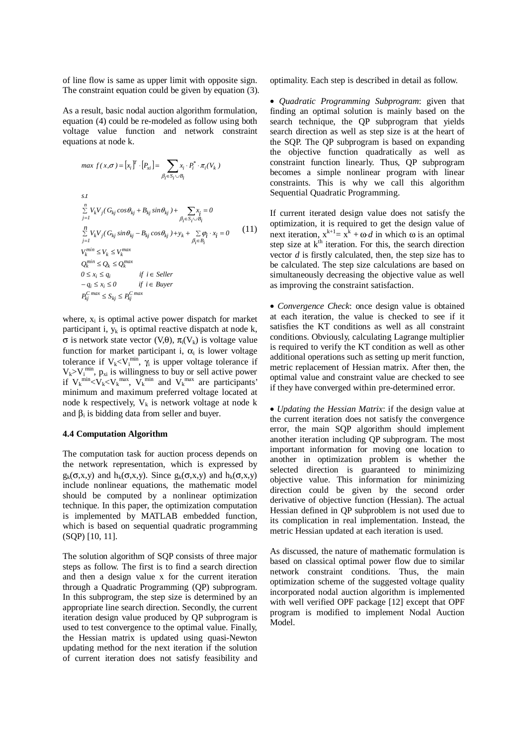of line flow is same as upper limit with opposite sign. The constraint equation could be given by equation (3).

As a result, basic nodal auction algorithm formulation, equation (4) could be re-modeled as follow using both voltage value function and network constraint equations at node k.

$$max\ f(x,\sigma) = [x_i]^T \cdot [P_{xi}] = \sum_{\beta_i \in S_i \cup B_i} x_i \cdot P_i^* \cdot \pi_i(V_k)$$

$$\begin{aligned}
& s.t \\
& \sum_{j=1}^{n} V_k V_j (G_{kj} \cos\theta_{kj} + B_{kj} \sin\theta_{kj}) + \sum_{\beta_i \in S_i \cup B_i} x_i = 0 \\
& \sum_{j=1}^{n} V_k V_j (G_{kj} \sin\theta_{kj} - B_{kj} \cos\theta_{kj}) + y_k + \sum_{\beta_i \in B_i} \varphi_i \cdot x_i = 0 \\
& V_k^{min} \le V_k \le V_k^{max} \\
& Q_k^{min} \le Q_k \le Q_k^{max} \\
& 0 \le x_i \le q_i \qquad if\ i \in Seller \\
& -q_i \le x_i \le 0 \qquad if\ i \in Buyer \\
& P_{kj}^{C\,max} \le S_{kj} \le P_{kj}^{C\,max}
\end{aligned} \tag{11}$$

where, $x_i$ is optimal active power dispatch for market participant i, $y_k$ is optimal reactive dispatch at node k, $\sigma$ is network state vector $(V,\theta)$, $\pi_i(V_k)$ is voltage value function for market participant i, $\alpha_i$ is lower voltage tolerance if $V_k < V_i^{min}$, $\gamma_i$ is upper voltage tolerance if $V_k > V_i^{min}$, $p_{xi}$ is willingness to buy or sell active power if $V_k^{min} < V_k < V_k^{max}$, $V_k^{min}$ and $V_k^{max}$ are participants' minimum and maximum preferred voltage located at node k respectively, $V_k$ is network voltage at node k and $\beta_i$ is bidding data from seller and buyer.

### 4.4 Computation Algorithm

The computation task for auction process depends on the network representation, which is expressed by $g_k(\sigma,x,y)$ and $h_k(\sigma,x,y)$. Since $g_k(\sigma,x,y)$ and $h_k(\sigma,x,y)$ include nonlinear equations, the mathematic model should be computed by a nonlinear optimization technique. In this paper, the optimization computation is implemented by MATLAB embedded function, which is based on sequential quadratic programming (SQP) [10, 11].

The solution algorithm of SQP consists of three major steps as follow. The first is to find a search direction and then a design value x for the current iteration through a Quadratic Programming (QP) subprogram. In this subprogram, the step size is determined by an appropriate line search direction. Secondly, the current iteration design value produced by QP subprogram is used to test convergence to the optimal value. Finally, the Hessian matrix is updated using quasi-Newton updating method for the next iteration if the solution of current iteration does not satisfy feasibility and optimality. Each step is described in detail as follow.

- *Quadratic Programming Subprogram*: given that finding an optimal solution is mainly based on the search technique, the QP subprogram that yields search direction as well as step size is at the heart of the SQP. The QP subprogram is based on expanding the objective function quadratically as well as constraint function linearly. Thus, QP subprogram becomes a simple nonlinear program with linear constraints. This is why we call this algorithm Sequential Quadratic Programming.

If current iterated design value does not satisfy the optimization, it is required to get the design value of next iteration, $x^{k+1} = x^k + \omega \cdot d$ in which $\omega$ is an optimal step size at $k^{th}$ iteration. For this, the search direction vector $d$ is firstly calculated, then, the step size has to be calculated. The step size calculations are based on simultaneously decreasing the objective value as well as improving the constraint satisfaction.

- *Convergence Check*: once design value is obtained at each iteration, the value is checked to see if it satisfies the KT conditions as well as all constraint conditions. Obviously, calculating Lagrange multiplier is required to verify the KT condition as well as other additional operations such as setting up merit function, metric replacement of Hessian matrix. After then, the optimal value and constraint value are checked to see if they have converged within pre-determined error.

- *Updating the Hessian Matrix*: if the design value at the current iteration does not satisfy the convergence error, the main SQP algorithm should implement another iteration including QP subprogram. The most important information for moving one location to another in optimization problem is whether the selected direction is guaranteed to minimizing objective value. This information for minimizing direction could be given by the second order derivative of objective function (Hessian). The actual Hessian defined in QP subproblem is not used due to its complication in real implementation. Instead, the metric Hessian updated at each iteration is used.

As discussed, the nature of mathematic formulation is based on classical optimal power flow due to similar network constraint conditions. Thus, the main optimization scheme of the suggested voltage quality incorporated nodal auction algorithm is implemented with well verified OPF package [12] except that OPF program is modified to implement Nodal Auction Model.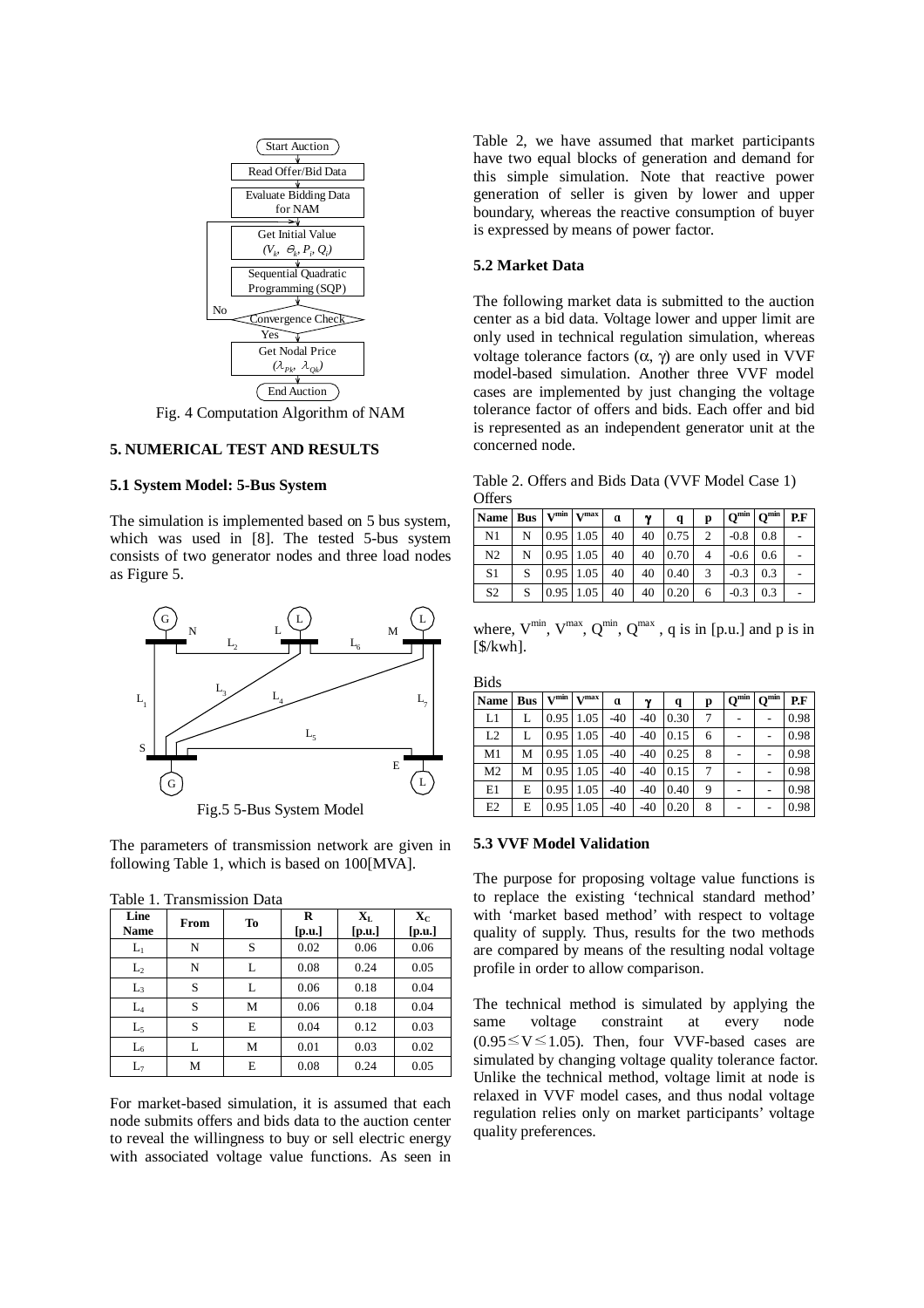Fig. 4 Computation Algorithm of NAM

## 5. NUMERICAL TEST AND RESULTS

### 5.1 System Model: 5-Bus System

The simulation is implemented based on 5 bus system, which was used in [8]. The tested 5-bus system consists of two generator nodes and three load nodes as Figure 5.

Fig.5 5-Bus System Model

The parameters of transmission network are given in following Table 1, which is based on 100[MVA].

Table 1. Transmission Data

| Line Name | From | To | R [p.u.] | $X_L$ [p.u.] | $X_C$ [p.u.] |
|---|---|---|---|---|---|
| $L_1$ | N | S | 0.02 | 0.06 | 0.06 |
| $L_2$ | N | L | 0.08 | 0.24 | 0.05 |
| $L_3$ | S | L | 0.06 | 0.18 | 0.04 |
| $L_4$ | S | M | 0.06 | 0.18 | 0.04 |
| $L_5$ | S | E | 0.04 | 0.12 | 0.03 |
| $L_6$ | L | M | 0.01 | 0.03 | 0.02 |
| $L_7$ | M | E | 0.08 | 0.24 | 0.05 |

For market-based simulation, it is assumed that each node submits offers and bids data to the auction center to reveal the willingness to buy or sell electric energy with associated voltage value functions. As seen in Table 2, we have assumed that market participants have two equal blocks of generation and demand for this simple simulation. Note that reactive power generation of seller is given by lower and upper boundary, whereas the reactive consumption of buyer is expressed by means of power factor.

### 5.2 Market Data

The following market data is submitted to the auction center as a bid data. Voltage lower and upper limit are only used in technical regulation simulation, whereas voltage tolerance factors ($\alpha$, $\gamma$) are only used in VVF model-based simulation. Another three VVF model cases are implemented by just changing the voltage tolerance factor of offers and bids. Each offer and bid is represented as an independent generator unit at the concerned node.

Table 2. Offers and Bids Data (VVF Model Case 1)

Offers

| Name | Bus | $V^{min}$ | $V^{max}$ | α | γ | q | p | $Q^{min}$ | $Q^{min}$ | P.F |
|---|---|---|---|---|---|---|---|---|---|---|
| N1 | N | 0.95 | 1.05 | 40 | 40 | 0.75 | 2 | -0.8 | 0.8 | - |
| N2 | N | 0.95 | 1.05 | 40 | 40 | 0.70 | 4 | -0.6 | 0.6 | - |
| S1 | S | 0.95 | 1.05 | 40 | 40 | 0.40 | 3 | -0.3 | 0.3 | - |
| S2 | S | 0.95 | 1.05 | 40 | 40 | 0.20 | 6 | -0.3 | 0.3 | - |

where, $V^{min}$, $V^{max}$, $Q^{min}$, $Q^{max}$ , q is in [p.u.] and p is in [\$/kwh].

Bids

| Name | Bus | $V^{min}$ | $V^{max}$ | α | γ | q | p | $Q^{min}$ | $Q^{min}$ | P.F |
|---|---|---|---|---|---|---|---|---|---|---|
| L1 | L | 0.95 | 1.05 | -40 | -40 | 0.30 | 7 | - | - | 0.98 |
| L2 | L | 0.95 | 1.05 | -40 | -40 | 0.15 | 6 | - | - | 0.98 |
| M1 | M | 0.95 | 1.05 | -40 | -40 | 0.25 | 8 | - | - | 0.98 |
| M2 | M | 0.95 | 1.05 | -40 | -40 | 0.15 | 7 | - | - | 0.98 |
| E1 | E | 0.95 | 1.05 | -40 | -40 | 0.40 | 9 | - | - | 0.98 |
| E2 | E | 0.95 | 1.05 | -40 | -40 | 0.20 | 8 | - | - | 0.98 |

### 5.3 VVF Model Validation

The purpose for proposing voltage value functions is to replace the existing 'technical standard method' with 'market based method' with respect to voltage quality of supply. Thus, results for the two methods are compared by means of the resulting nodal voltage profile in order to allow comparison.

The technical method is simulated by applying the same voltage constraint at every node ($0.95 \leq V \leq 1.05$). Then, four VVF-based cases are simulated by changing voltage quality tolerance factor. Unlike the technical method, voltage limit at node is relaxed in VVF model cases, and thus nodal voltage regulation relies only on market participants' voltage quality preferences.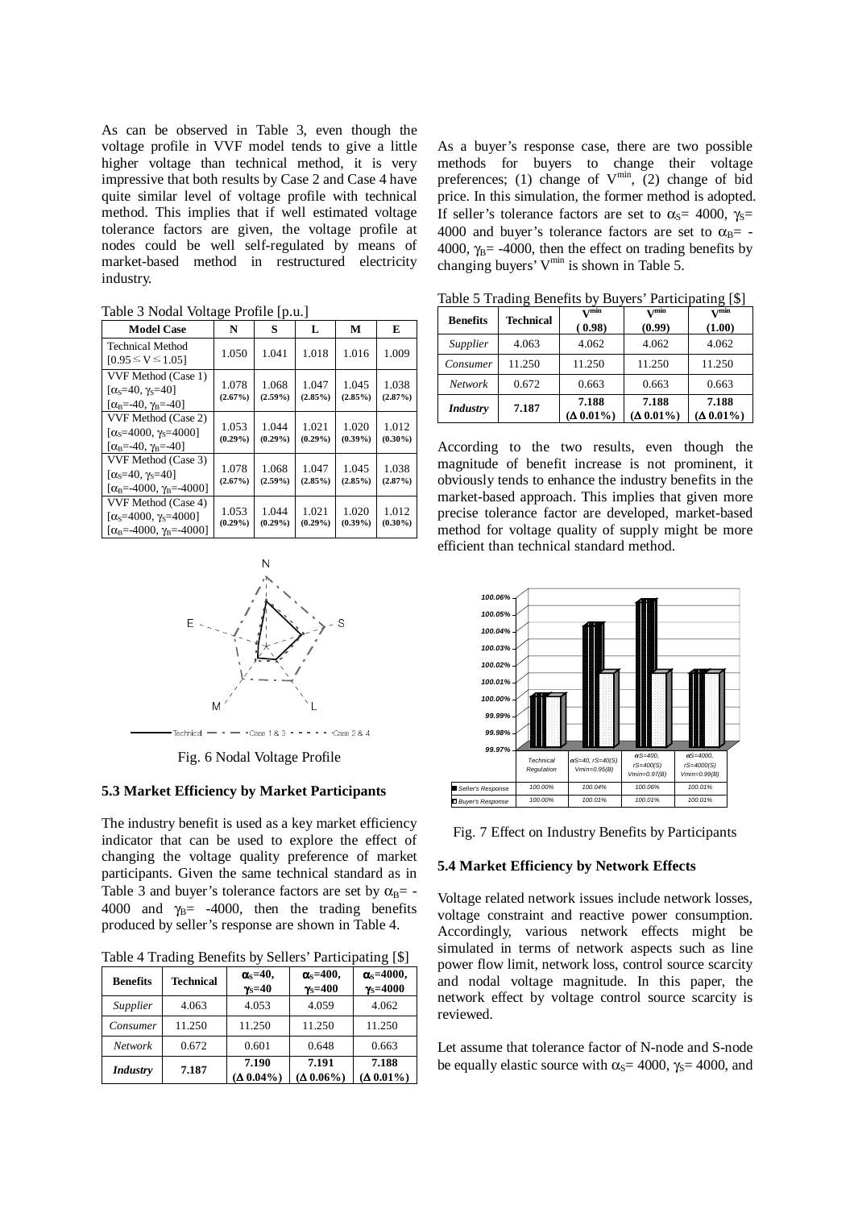As can be observed in Table 3, even though the voltage profile in VVF model tends to give a little higher voltage than technical method, it is very impressive that both results by Case 2 and Case 4 have quite similar level of voltage profile with technical method. This implies that if well estimated voltage tolerance factors are given, the voltage profile at nodes could be well self-regulated by means of market-based method in restructured electricity industry.

Table 3 Nodal Voltage Profile [p.u.]

| Model Case | N | S | L | M | E |
|---|---|---|---|---|---|
| Technical Method $[0.95 \leq V \leq 1.05]$ | 1.050 | 1.041 | 1.018 | 1.016 | 1.009 |
| VVF Method (Case 1) $[\alpha_S=40, \gamma_S=40]$ $[\alpha_B=-40, \gamma_B=-40]$ | 1.078 (2.67%) | 1.068 (2.59%) | 1.047 (2.85%) | 1.045 (2.85%) | 1.038 (2.87%) |
| VVF Method (Case 2) $[\alpha_S=4000, \gamma_S=4000]$ $[\alpha_B=-40, \gamma_B=-40]$ | 1.053 (0.29%) | 1.044 (0.29%) | 1.021 (0.29%) | 1.020 (0.39%) | 1.012 (0.30%) |
| VVF Method (Case 3) $[\alpha_S=40, \gamma_S=40]$ $[\alpha_B=-4000, \gamma_B=-4000]$ | 1.078 (2.67%) | 1.068 (2.59%) | 1.047 (2.85%) | 1.045 (2.85%) | 1.038 (2.87%) |
| VVF Method (Case 4) $[\alpha_S=4000, \gamma_S=4000]$ $[\alpha_B=-4000, \gamma_B=-4000]$ | 1.053 (0.29%) | 1.044 (0.29%) | 1.021 (0.29%) | 1.020 (0.39%) | 1.012 (0.30%) |

Fig. 6 Nodal Voltage Profile

### 5.3 Market Efficiency by Market Participants

The industry benefit is used as a key market efficiency indicator that can be used to explore the effect of changing the voltage quality preference of market participants. Given the same technical standard as in Table 3 and buyer's tolerance factors are set by $\alpha_B$= -4000 and $\gamma_B$= -4000, then the trading benefits produced by seller's response are shown in Table 4.

Table 4 Trading Benefits by Sellers' Participating [$]

| Benefits | Technical | $\alpha_S$=40, $\gamma_S$=40 | $\alpha_S$=400, $\gamma_S$=400 | $\alpha_S$=4000, $\gamma_S$=4000 |
|---|---|---|---|---|
| *Supplier* | 4.063 | 4.053 | 4.059 | 4.062 |
| *Consumer* | 11.250 | 11.250 | 11.250 | 11.250 |
| *Network* | 0.672 | 0.601 | 0.648 | 0.663 |
| ***Industry*** | **7.187** | **7.190 ($\Delta$ 0.04%)** | **7.191 ($\Delta$ 0.06%)** | **7.188 ($\Delta$ 0.01%)** |

As a buyer's response case, there are two possible methods for buyers to change their voltage preferences; (1) change of $V^{min}$, (2) change of bid price. In this simulation, the former method is adopted. If seller's tolerance factors are set to $\alpha_S$= 4000, $\gamma_S$= 4000 and buyer's tolerance factors are set to $\alpha_B$= -4000, $\gamma_B$= -4000, then the effect on trading benefits by changing buyers' $V^{min}$ is shown in Table 5.

Table 5 Trading Benefits by Buyers' Participating [$]

| Benefits | Technical | $V^{min}$ (0.98) | $V^{min}$ (0.99) | $V^{min}$ (1.00) |
|---|---|---|---|---|
| *Supplier* | 4.063 | 4.062 | 4.062 | 4.062 |
| *Consumer* | 11.250 | 11.250 | 11.250 | 11.250 |
| *Network* | 0.672 | 0.663 | 0.663 | 0.663 |
| ***Industry*** | **7.187** | **7.188 ($\Delta$ 0.01%)** | **7.188 ($\Delta$ 0.01%)** | **7.188 ($\Delta$ 0.01%)** |

According to the two results, even though the magnitude of benefit increase is not prominent, it obviously tends to enhance the industry benefits in the market-based approach. This implies that given more precise tolerance factor are developed, market-based method for voltage quality of supply might be more efficient than technical standard method.

Fig. 7 Effect on Industry Benefits by Participants

### 5.4 Market Efficiency by Network Effects

Voltage related network issues include network losses, voltage constraint and reactive power consumption. Accordingly, various network effects might be simulated in terms of network aspects such as line power flow limit, network loss, control source scarcity and nodal voltage magnitude. In this paper, the network effect by voltage control source scarcity is reviewed.

Let assume that tolerance factor of N-node and S-node be equally elastic source with $\alpha_S$= 4000, $\gamma_S$= 4000, and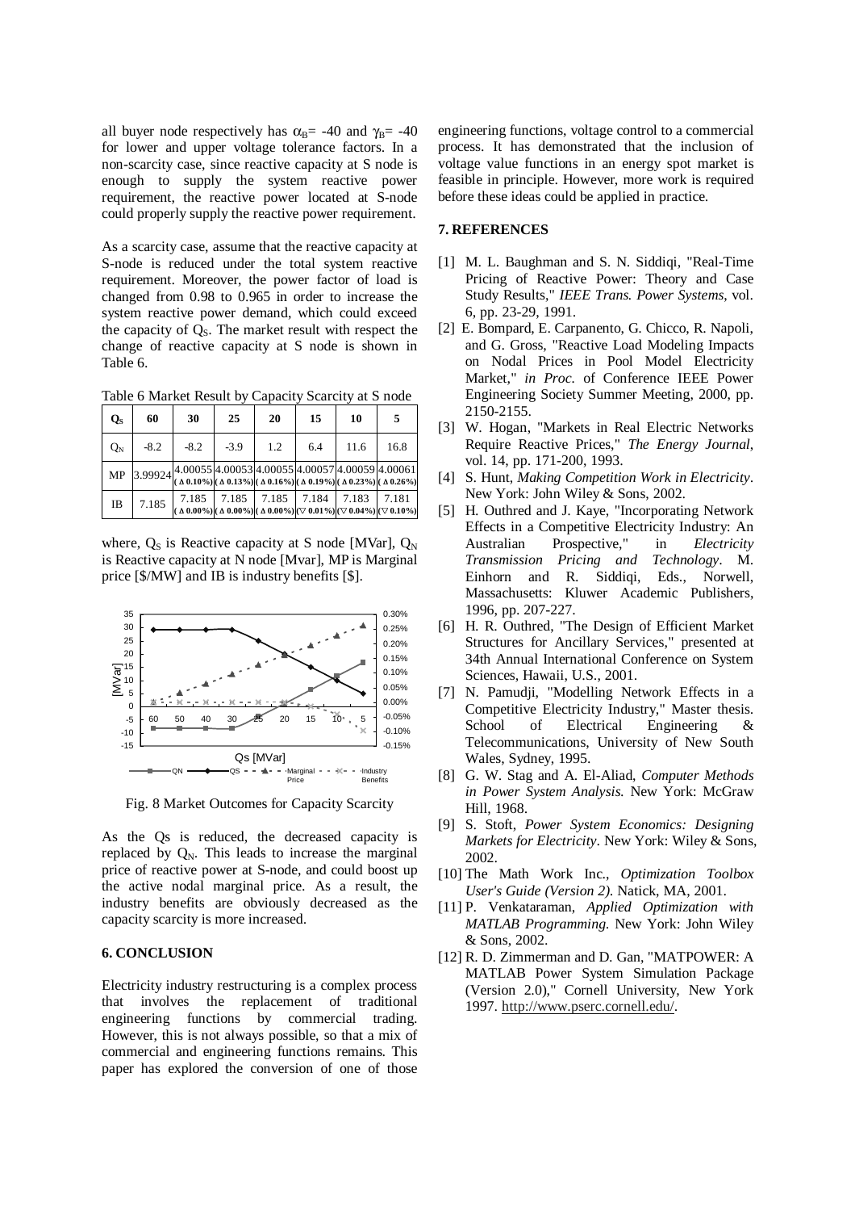all buyer node respectively has $\alpha_B$= -40 and $\gamma_B$= -40 for lower and upper voltage tolerance factors. In a non-scarcity case, since reactive capacity at S node is enough to supply the system reactive power requirement, the reactive power located at S-node could properly supply the reactive power requirement.

As a scarcity case, assume that the reactive capacity at S-node is reduced under the total system reactive requirement. Moreover, the power factor of load is changed from 0.98 to 0.965 in order to increase the system reactive power demand, which could exceed the capacity of $Q_S$. The market result with respect the change of reactive capacity at S node is shown in Table 6.

Table 6 Market Result by Capacity Scarcity at S node

| $Q_S$ | 60 | 30 | 25 | 20 | 15 | 10 | 5 |
|---|---|---|---|---|---|---|---|
| $Q_N$ | -8.2 | -8.2 | -3.9 | 1.2 | 6.4 | 11.6 | 16.8 |
| MP | 3.99924 | 4.00055 (Δ 0.10%) | 4.00053 (Δ 0.13%) | 4.00055 (Δ 0.16%) | 4.00057 (Δ 0.19%) | 4.00059 (Δ 0.23%) | 4.00061 (Δ 0.26%) |
| IB | 7.185 | 7.185 (Δ 0.00%) | 7.185 (Δ 0.00%) | 7.185 (Δ 0.00%) | 7.184 (∇ 0.01%) | 7.183 (∇ 0.04%) | 7.181 (∇ 0.10%) |

where, $Q_S$ is Reactive capacity at S node [MVar], $Q_N$ is Reactive capacity at N node [Mvar], MP is Marginal price [$/MW] and IB is industry benefits [$].

35
30
25
20
15
10
5
0
-5
-10
-15
[MVar]
0.30%
0.25%
0.20%
0.15%
0.10%
0.05%
0.00%
-0.05%
-0.10%
-0.15%
60 50 40 30 25 20 15 10 5
Qs [MVar]
QN QS Marginal Price Industry Benefits

Fig. 8 Market Outcomes for Capacity Scarcity

As the Qs is reduced, the decreased capacity is replaced by $Q_N$. This leads to increase the marginal price of reactive power at S-node, and could boost up the active nodal marginal price. As a result, the industry benefits are obviously decreased as the capacity scarcity is more increased.

## 6. CONCLUSION

Electricity industry restructuring is a complex process that involves the replacement of traditional engineering functions by commercial trading. However, this is not always possible, so that a mix of commercial and engineering functions remains. This paper has explored the conversion of one of those engineering functions, voltage control to a commercial process. It has demonstrated that the inclusion of voltage value functions in an energy spot market is feasible in principle. However, more work is required before these ideas could be applied in practice.

## 7. REFERENCES

[1] M. L. Baughman and S. N. Siddiqi, "Real-Time Pricing of Reactive Power: Theory and Case Study Results," *IEEE Trans. Power Systems*, vol. 6, pp. 23-29, 1991.

[2] E. Bompard, E. Carpanento, G. Chicco, R. Napoli, and G. Gross, "Reactive Load Modeling Impacts on Nodal Prices in Pool Model Electricity Market," *in Proc.* of Conference IEEE Power Engineering Society Summer Meeting, 2000, pp. 2150-2155.

[3] W. Hogan, "Markets in Real Electric Networks Require Reactive Prices," *The Energy Journal*, vol. 14, pp. 171-200, 1993.

[4] S. Hunt, *Making Competition Work in Electricity*. New York: John Wiley & Sons, 2002.

[5] H. Outhred and J. Kaye, "Incorporating Network Effects in a Competitive Electricity Industry: An Australian Prospective," in *Electricity Transmission Pricing and Technology*. M. Einhorn and R. Siddiqi, Eds., Norwell, Massachusetts: Kluwer Academic Publishers, 1996, pp. 207-227.

[6] H. R. Outhred, "The Design of Efficient Market Structures for Ancillary Services," presented at 34th Annual International Conference on System Sciences, Hawaii, U.S., 2001.

[7] N. Pamudji, "Modelling Network Effects in a Competitive Electricity Industry," Master thesis. School of Electrical Engineering & Telecommunications, University of New South Wales, Sydney, 1995.

[8] G. W. Stag and A. El-Aliad, *Computer Methods in Power System Analysis.* New York: McGraw Hill, 1968.

[9] S. Stoft, *Power System Economics: Designing Markets for Electricity*. New York: Wiley & Sons, 2002.

[10] The Math Work Inc., *Optimization Toolbox User's Guide (Version 2).* Natick, MA, 2001.

[11] P. Venkataraman, *Applied Optimization with MATLAB Programming.* New York: John Wiley & Sons, 2002.

[12] R. D. Zimmerman and D. Gan, "MATPOWER: A MATLAB Power System Simulation Package (Version 2.0)," Cornell University, New York 1997. http://www.pserc.cornell.edu/.